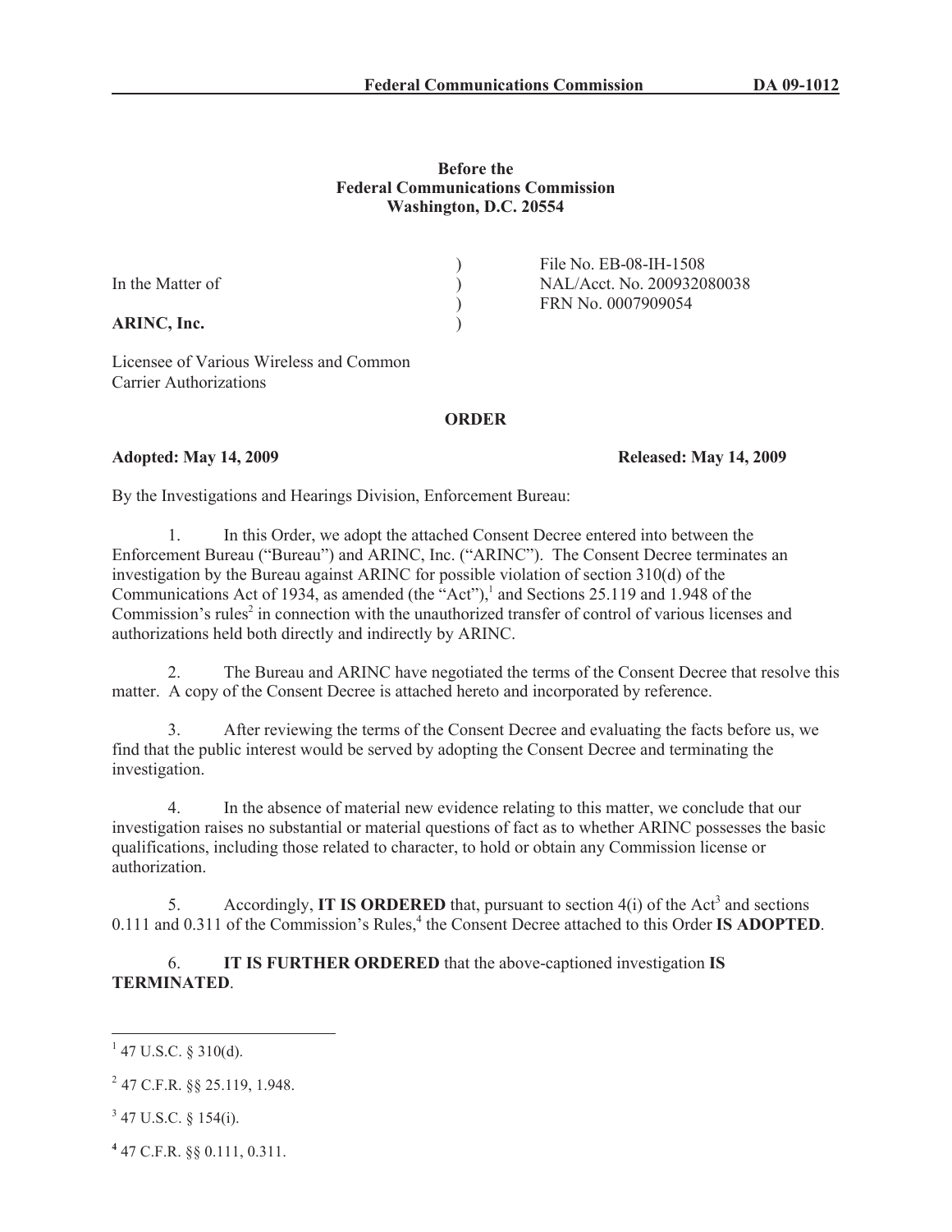**Before the**
**Federal Communications Commission**
**Washington, D.C. 20554**

| | | |
|---|---|---|
| In the Matter of | ) | File No. EB-08-IH-1508 |
| | ) | NAL/Acct. No. 200932080038 |
| **ARINC, Inc.** | ) | FRN No. 0007909054 |
| | ) | |

Licensee of Various Wireless and Common Carrier Authorizations

**ORDER**

**Adopted: May 14, 2009** **Released: May 14, 2009**

By the Investigations and Hearings Division, Enforcement Bureau:

1. In this Order, we adopt the attached Consent Decree entered into between the Enforcement Bureau ("Bureau") and ARINC, Inc. ("ARINC"). The Consent Decree terminates an investigation by the Bureau against ARINC for possible violation of section 310(d) of the Communications Act of 1934, as amended (the "Act"),[1] and Sections 25.119 and 1.948 of the Commission's rules[2] in connection with the unauthorized transfer of control of various licenses and authorizations held both directly and indirectly by ARINC.

2. The Bureau and ARINC have negotiated the terms of the Consent Decree that resolve this matter. A copy of the Consent Decree is attached hereto and incorporated by reference.

3. After reviewing the terms of the Consent Decree and evaluating the facts before us, we find that the public interest would be served by adopting the Consent Decree and terminating the investigation.

4. In the absence of material new evidence relating to this matter, we conclude that our investigation raises no substantial or material questions of fact as to whether ARINC possesses the basic qualifications, including those related to character, to hold or obtain any Commission license or authorization.

5. Accordingly, **IT IS ORDERED** that, pursuant to section 4(i) of the Act[3] and sections 0.111 and 0.311 of the Commission's Rules,[4] the Consent Decree attached to this Order **IS ADOPTED**.

6. **IT IS FURTHER ORDERED** that the above-captioned investigation **IS TERMINATED**.

---

[1] 47 U.S.C. § 310(d).

[2] 47 C.F.R. §§ 25.119, 1.948.

[3] 47 U.S.C. § 154(i).

[4] 47 C.F.R. §§ 0.111, 0.311.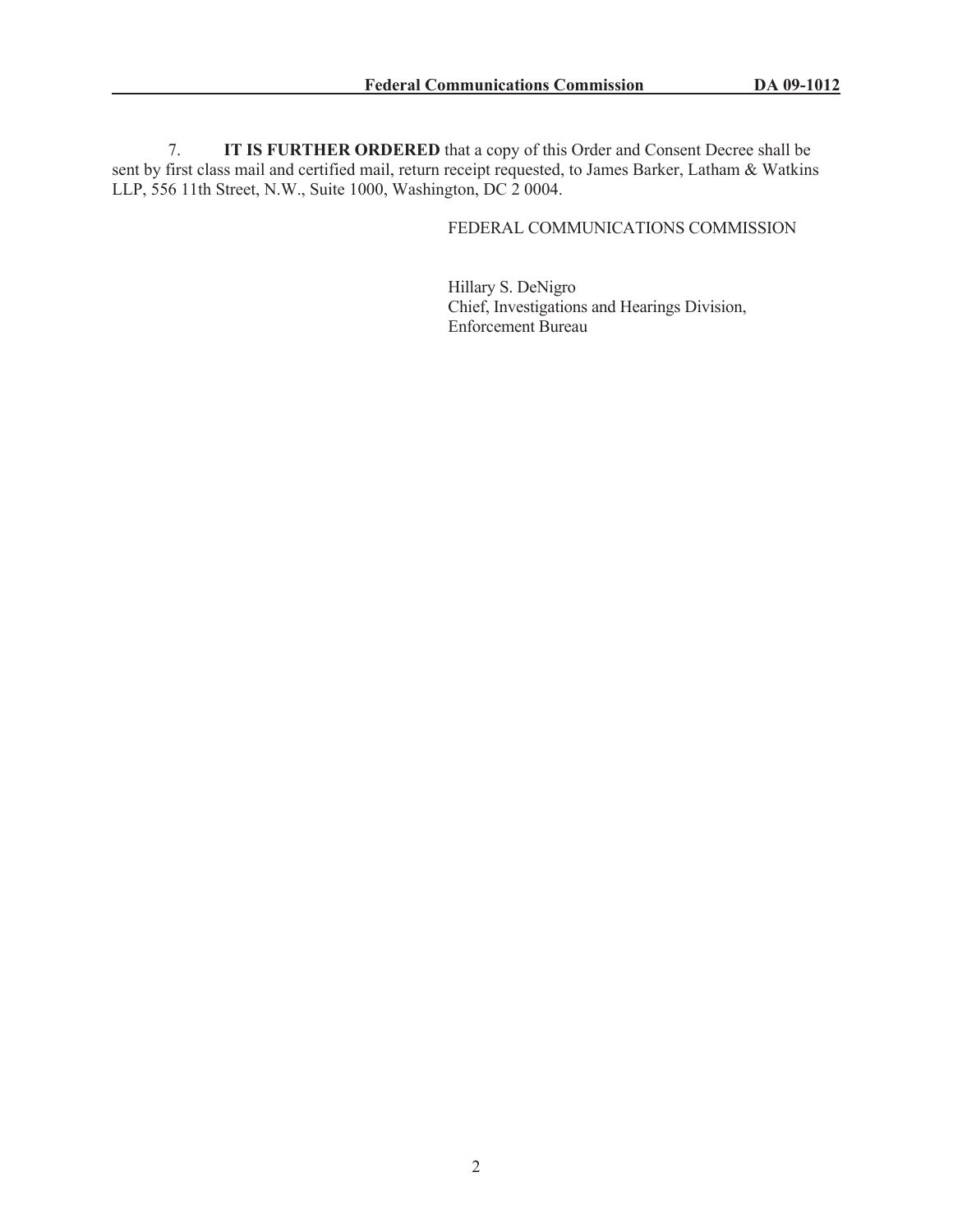7. **IT IS FURTHER ORDERED** that a copy of this Order and Consent Decree shall be sent by first class mail and certified mail, return receipt requested, to James Barker, Latham & Watkins LLP, 556 11th Street, N.W., Suite 1000, Washington, DC 2 0004.

FEDERAL COMMUNICATIONS COMMISSION

Hillary S. DeNigro
Chief, Investigations and Hearings Division,
Enforcement Bureau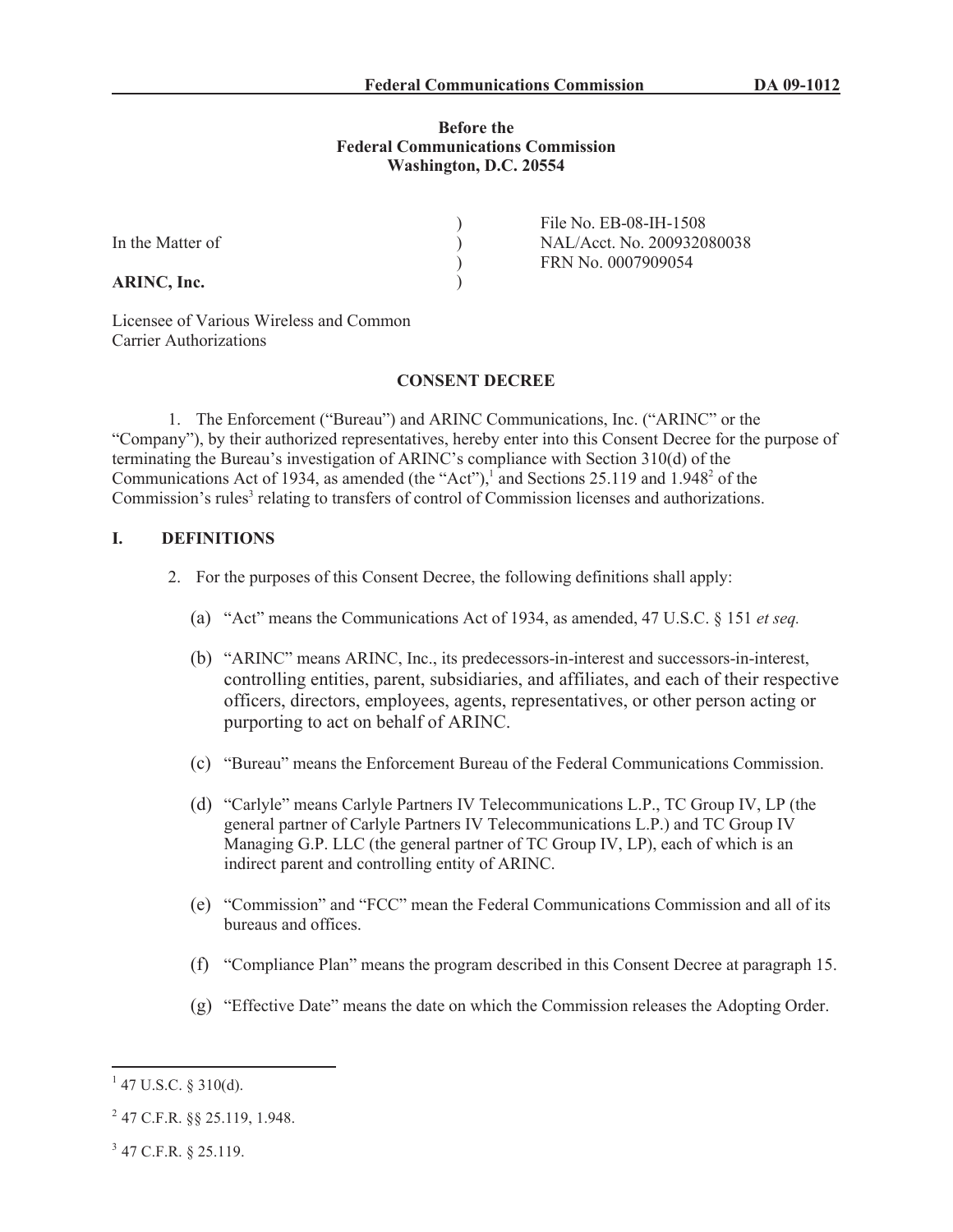Before the
Federal Communications Commission
Washington, D.C. 20554

| | | |
|---|---|---|
| In the Matter of | ) | File No. EB-08-IH-1508 |
| | ) | NAL/Acct. No. 200932080038 |
| **ARINC, Inc.** | ) | FRN No. 0007909054 |
| | ) | |

Licensee of Various Wireless and Common Carrier Authorizations

## CONSENT DECREE

1. The Enforcement ("Bureau") and ARINC Communications, Inc. ("ARINC" or the "Company"), by their authorized representatives, hereby enter into this Consent Decree for the purpose of terminating the Bureau's investigation of ARINC's compliance with Section 310(d) of the Communications Act of 1934, as amended (the "Act"),[1] and Sections 25.119 and 1.948[2] of the Commission's rules[3] relating to transfers of control of Commission licenses and authorizations.

## I. DEFINITIONS

2. For the purposes of this Consent Decree, the following definitions shall apply:

(a) "Act" means the Communications Act of 1934, as amended, 47 U.S.C. § 151 *et seq.*

(b) "ARINC" means ARINC, Inc., its predecessors-in-interest and successors-in-interest, controlling entities, parent, subsidiaries, and affiliates, and each of their respective officers, directors, employees, agents, representatives, or other person acting or purporting to act on behalf of ARINC.

(c) "Bureau" means the Enforcement Bureau of the Federal Communications Commission.

(d) "Carlyle" means Carlyle Partners IV Telecommunications L.P., TC Group IV, LP (the general partner of Carlyle Partners IV Telecommunications L.P.) and TC Group IV Managing G.P. LLC (the general partner of TC Group IV, LP), each of which is an indirect parent and controlling entity of ARINC.

(e) "Commission" and "FCC" mean the Federal Communications Commission and all of its bureaus and offices.

(f) "Compliance Plan" means the program described in this Consent Decree at paragraph 15.

(g) "Effective Date" means the date on which the Commission releases the Adopting Order.

---

[1] 47 U.S.C. § 310(d).

[2] 47 C.F.R. §§ 25.119, 1.948.

[3] 47 C.F.R. § 25.119.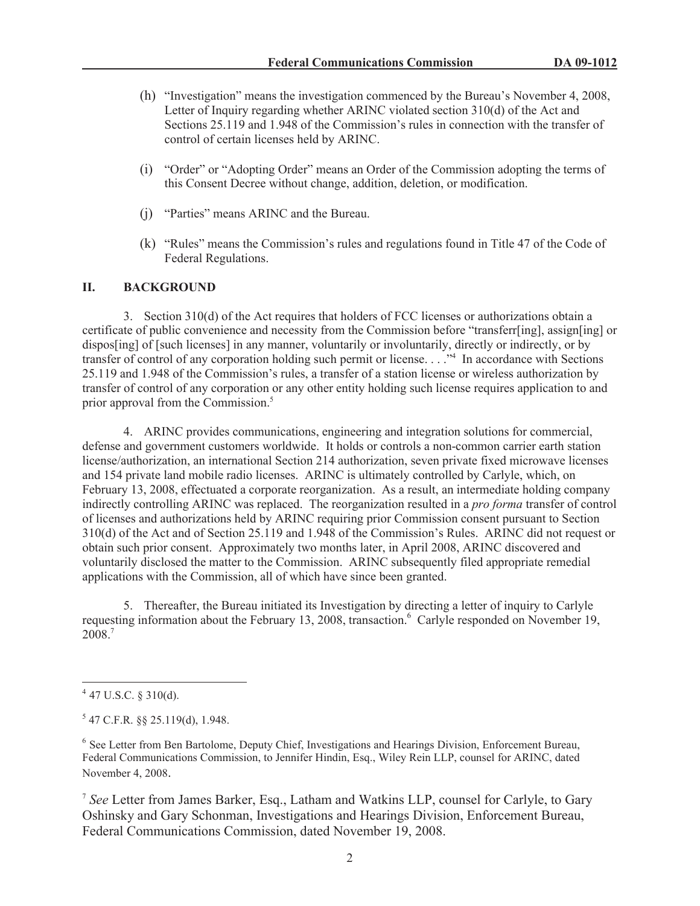(h) "Investigation" means the investigation commenced by the Bureau's November 4, 2008, Letter of Inquiry regarding whether ARINC violated section 310(d) of the Act and Sections 25.119 and 1.948 of the Commission's rules in connection with the transfer of control of certain licenses held by ARINC.

(i) "Order" or "Adopting Order" means an Order of the Commission adopting the terms of this Consent Decree without change, addition, deletion, or modification.

(j) "Parties" means ARINC and the Bureau.

(k) "Rules" means the Commission's rules and regulations found in Title 47 of the Code of Federal Regulations.

## II. BACKGROUND

3. Section 310(d) of the Act requires that holders of FCC licenses or authorizations obtain a certificate of public convenience and necessity from the Commission before "transferr[ing], assign[ing] or dispos[ing] of [such licenses] in any manner, voluntarily or involuntarily, directly or indirectly, or by transfer of control of any corporation holding such permit or license. . . ."[4] In accordance with Sections 25.119 and 1.948 of the Commission's rules, a transfer of a station license or wireless authorization by transfer of control of any corporation or any other entity holding such license requires application to and prior approval from the Commission.[5]

4. ARINC provides communications, engineering and integration solutions for commercial, defense and government customers worldwide. It holds or controls a non-common carrier earth station license/authorization, an international Section 214 authorization, seven private fixed microwave licenses and 154 private land mobile radio licenses. ARINC is ultimately controlled by Carlyle, which, on February 13, 2008, effectuated a corporate reorganization. As a result, an intermediate holding company indirectly controlling ARINC was replaced. The reorganization resulted in a *pro forma* transfer of control of licenses and authorizations held by ARINC requiring prior Commission consent pursuant to Section 310(d) of the Act and of Section 25.119 and 1.948 of the Commission's Rules. ARINC did not request or obtain such prior consent. Approximately two months later, in April 2008, ARINC discovered and voluntarily disclosed the matter to the Commission. ARINC subsequently filed appropriate remedial applications with the Commission, all of which have since been granted.

5. Thereafter, the Bureau initiated its Investigation by directing a letter of inquiry to Carlyle requesting information about the February 13, 2008, transaction.[6] Carlyle responded on November 19, 2008.[7]

---

[4] 47 U.S.C. § 310(d).

[5] 47 C.F.R. §§ 25.119(d), 1.948.

[6] See Letter from Ben Bartolome, Deputy Chief, Investigations and Hearings Division, Enforcement Bureau, Federal Communications Commission, to Jennifer Hindin, Esq., Wiley Rein LLP, counsel for ARINC, dated November 4, 2008.

[7] *See* Letter from James Barker, Esq., Latham and Watkins LLP, counsel for Carlyle, to Gary Oshinsky and Gary Schonman, Investigations and Hearings Division, Enforcement Bureau, Federal Communications Commission, dated November 19, 2008.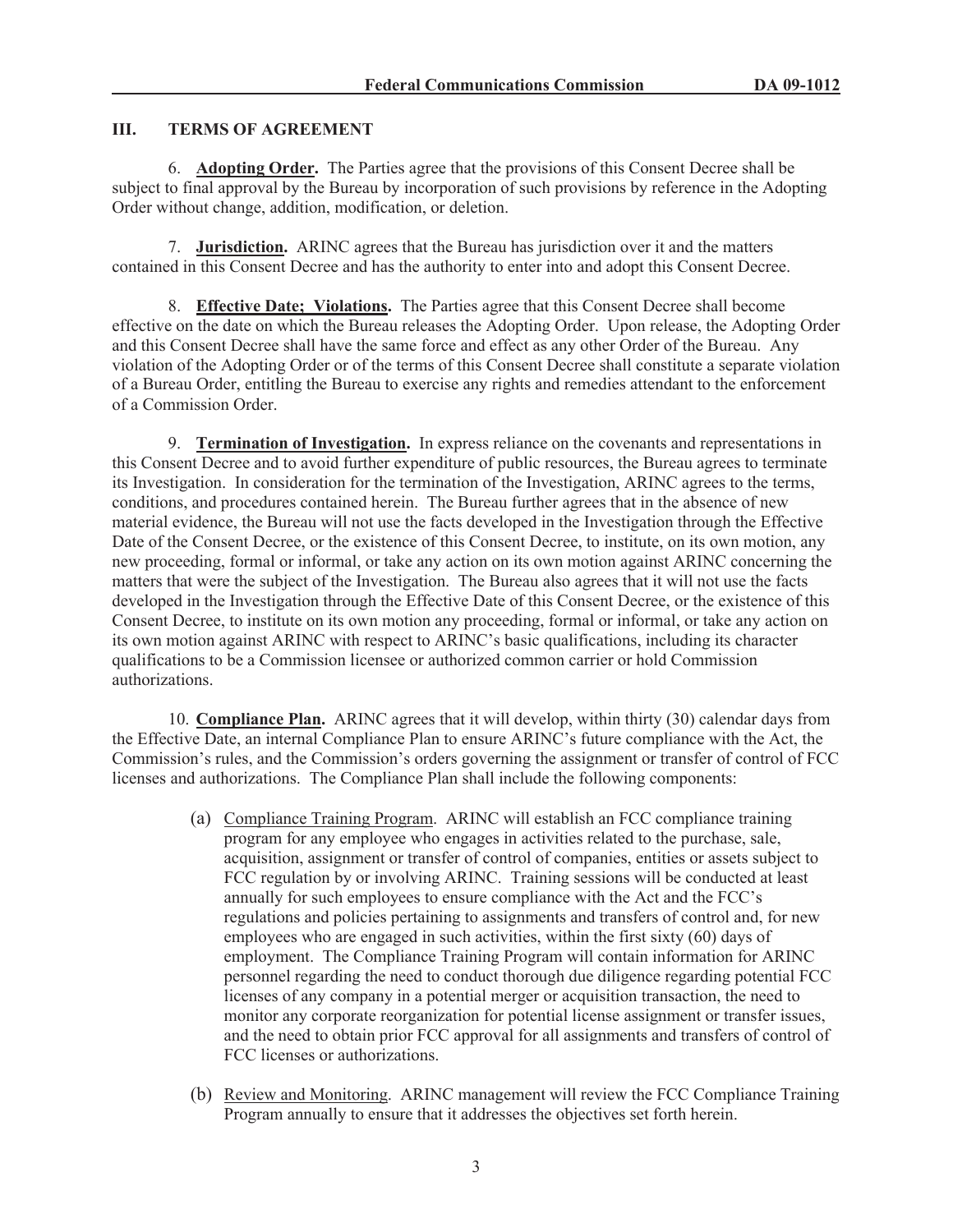## III. TERMS OF AGREEMENT

6. **Adopting Order.** The Parties agree that the provisions of this Consent Decree shall be subject to final approval by the Bureau by incorporation of such provisions by reference in the Adopting Order without change, addition, modification, or deletion.

7. **Jurisdiction.** ARINC agrees that the Bureau has jurisdiction over it and the matters contained in this Consent Decree and has the authority to enter into and adopt this Consent Decree.

8. **Effective Date; Violations.** The Parties agree that this Consent Decree shall become effective on the date on which the Bureau releases the Adopting Order. Upon release, the Adopting Order and this Consent Decree shall have the same force and effect as any other Order of the Bureau. Any violation of the Adopting Order or of the terms of this Consent Decree shall constitute a separate violation of a Bureau Order, entitling the Bureau to exercise any rights and remedies attendant to the enforcement of a Commission Order.

9. **Termination of Investigation.** In express reliance on the covenants and representations in this Consent Decree and to avoid further expenditure of public resources, the Bureau agrees to terminate its Investigation. In consideration for the termination of the Investigation, ARINC agrees to the terms, conditions, and procedures contained herein. The Bureau further agrees that in the absence of new material evidence, the Bureau will not use the facts developed in the Investigation through the Effective Date of the Consent Decree, or the existence of this Consent Decree, to institute, on its own motion, any new proceeding, formal or informal, or take any action on its own motion against ARINC concerning the matters that were the subject of the Investigation. The Bureau also agrees that it will not use the facts developed in the Investigation through the Effective Date of this Consent Decree, or the existence of this Consent Decree, to institute on its own motion any proceeding, formal or informal, or take any action on its own motion against ARINC with respect to ARINC's basic qualifications, including its character qualifications to be a Commission licensee or authorized common carrier or hold Commission authorizations.

10. **Compliance Plan.** ARINC agrees that it will develop, within thirty (30) calendar days from the Effective Date, an internal Compliance Plan to ensure ARINC's future compliance with the Act, the Commission's rules, and the Commission's orders governing the assignment or transfer of control of FCC licenses and authorizations. The Compliance Plan shall include the following components:

(a) Compliance Training Program. ARINC will establish an FCC compliance training program for any employee who engages in activities related to the purchase, sale, acquisition, assignment or transfer of control of companies, entities or assets subject to FCC regulation by or involving ARINC. Training sessions will be conducted at least annually for such employees to ensure compliance with the Act and the FCC's regulations and policies pertaining to assignments and transfers of control and, for new employees who are engaged in such activities, within the first sixty (60) days of employment. The Compliance Training Program will contain information for ARINC personnel regarding the need to conduct thorough due diligence regarding potential FCC licenses of any company in a potential merger or acquisition transaction, the need to monitor any corporate reorganization for potential license assignment or transfer issues, and the need to obtain prior FCC approval for all assignments and transfers of control of FCC licenses or authorizations.

(b) Review and Monitoring. ARINC management will review the FCC Compliance Training Program annually to ensure that it addresses the objectives set forth herein.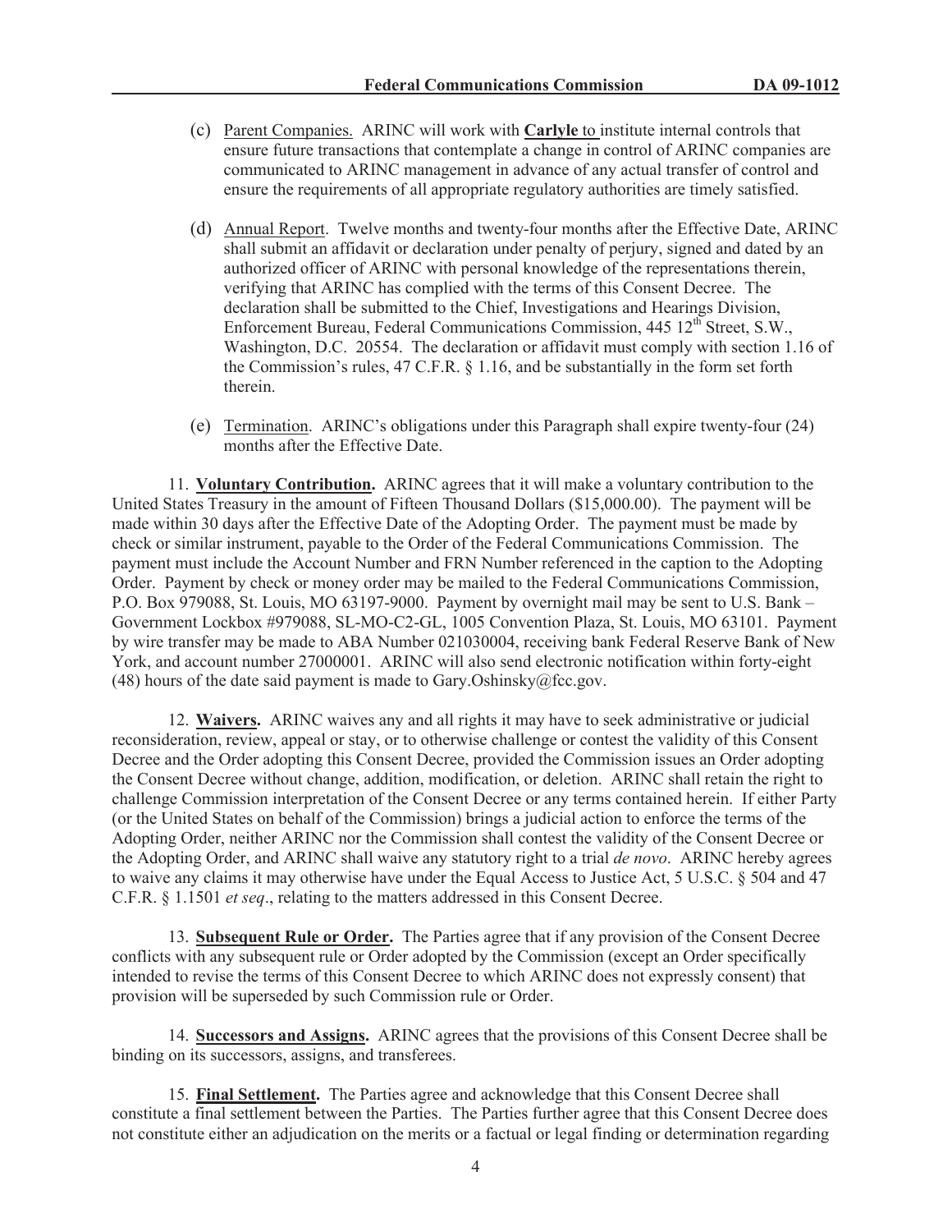(c) Parent Companies. ARINC will work with **Carlyle** to institute internal controls that ensure future transactions that contemplate a change in control of ARINC companies are communicated to ARINC management in advance of any actual transfer of control and ensure the requirements of all appropriate regulatory authorities are timely satisfied.

(d) Annual Report. Twelve months and twenty-four months after the Effective Date, ARINC shall submit an affidavit or declaration under penalty of perjury, signed and dated by an authorized officer of ARINC with personal knowledge of the representations therein, verifying that ARINC has complied with the terms of this Consent Decree. The declaration shall be submitted to the Chief, Investigations and Hearings Division, Enforcement Bureau, Federal Communications Commission, 445 12th Street, S.W., Washington, D.C. 20554. The declaration or affidavit must comply with section 1.16 of the Commission's rules, 47 C.F.R. § 1.16, and be substantially in the form set forth therein.

(e) Termination. ARINC's obligations under this Paragraph shall expire twenty-four (24) months after the Effective Date.

11. **Voluntary Contribution.** ARINC agrees that it will make a voluntary contribution to the United States Treasury in the amount of Fifteen Thousand Dollars ($15,000.00). The payment will be made within 30 days after the Effective Date of the Adopting Order. The payment must be made by check or similar instrument, payable to the Order of the Federal Communications Commission. The payment must include the Account Number and FRN Number referenced in the caption to the Adopting Order. Payment by check or money order may be mailed to the Federal Communications Commission, P.O. Box 979088, St. Louis, MO 63197-9000. Payment by overnight mail may be sent to U.S. Bank – Government Lockbox #979088, SL-MO-C2-GL, 1005 Convention Plaza, St. Louis, MO 63101. Payment by wire transfer may be made to ABA Number 021030004, receiving bank Federal Reserve Bank of New York, and account number 27000001. ARINC will also send electronic notification within forty-eight (48) hours of the date said payment is made to Gary.Oshinsky@fcc.gov.

12. **Waivers.** ARINC waives any and all rights it may have to seek administrative or judicial reconsideration, review, appeal or stay, or to otherwise challenge or contest the validity of this Consent Decree and the Order adopting this Consent Decree, provided the Commission issues an Order adopting the Consent Decree without change, addition, modification, or deletion. ARINC shall retain the right to challenge Commission interpretation of the Consent Decree or any terms contained herein. If either Party (or the United States on behalf of the Commission) brings a judicial action to enforce the terms of the Adopting Order, neither ARINC nor the Commission shall contest the validity of the Consent Decree or the Adopting Order, and ARINC shall waive any statutory right to a trial *de novo*. ARINC hereby agrees to waive any claims it may otherwise have under the Equal Access to Justice Act, 5 U.S.C. § 504 and 47 C.F.R. § 1.1501 *et seq*., relating to the matters addressed in this Consent Decree.

13. **Subsequent Rule or Order.** The Parties agree that if any provision of the Consent Decree conflicts with any subsequent rule or Order adopted by the Commission (except an Order specifically intended to revise the terms of this Consent Decree to which ARINC does not expressly consent) that provision will be superseded by such Commission rule or Order.

14. **Successors and Assigns.** ARINC agrees that the provisions of this Consent Decree shall be binding on its successors, assigns, and transferees.

15. **Final Settlement.** The Parties agree and acknowledge that this Consent Decree shall constitute a final settlement between the Parties. The Parties further agree that this Consent Decree does not constitute either an adjudication on the merits or a factual or legal finding or determination regarding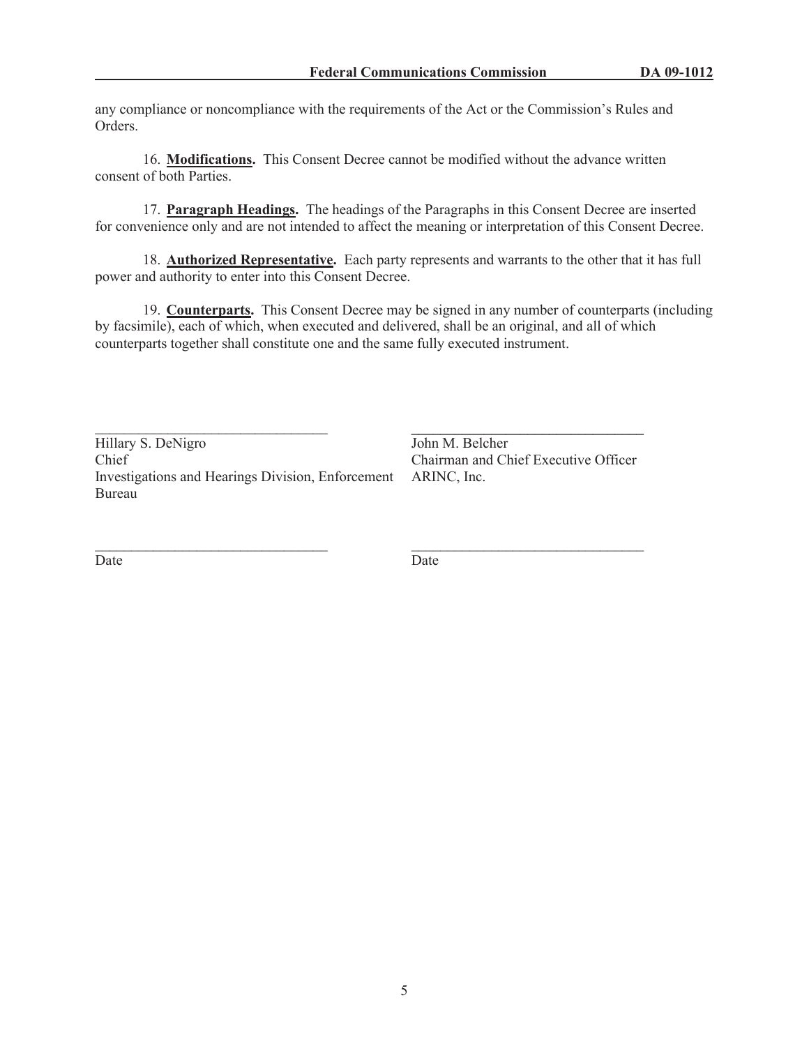any compliance or noncompliance with the requirements of the Act or the Commission's Rules and Orders.

16. **Modifications.** This Consent Decree cannot be modified without the advance written consent of both Parties.

17. **Paragraph Headings.** The headings of the Paragraphs in this Consent Decree are inserted for convenience only and are not intended to affect the meaning or interpretation of this Consent Decree.

18. **Authorized Representative.** Each party represents and warrants to the other that it has full power and authority to enter into this Consent Decree.

19. **Counterparts.** This Consent Decree may be signed in any number of counterparts (including by facsimile), each of which, when executed and delivered, shall be an original, and all of which counterparts together shall constitute one and the same fully executed instrument.

\_\_\_\_\_\_\_\_\_\_\_\_\_\_\_\_\_\_\_\_\_\_\_\_\_\_\_\_\_\_\_\_
Hillary S. DeNigro
Chief
Investigations and Hearings Division, Enforcement Bureau

\_\_\_\_\_\_\_\_\_\_\_\_\_\_\_\_\_\_\_\_\_\_\_\_\_\_\_\_\_\_\_\_
Date

\_\_\_\_\_\_\_\_\_\_\_\_\_\_\_\_\_\_\_\_\_\_\_\_\_\_\_\_\_\_\_\_
John M. Belcher
Chairman and Chief Executive Officer
ARINC, Inc.

\_\_\_\_\_\_\_\_\_\_\_\_\_\_\_\_\_\_\_\_\_\_\_\_\_\_\_\_\_\_\_\_
Date